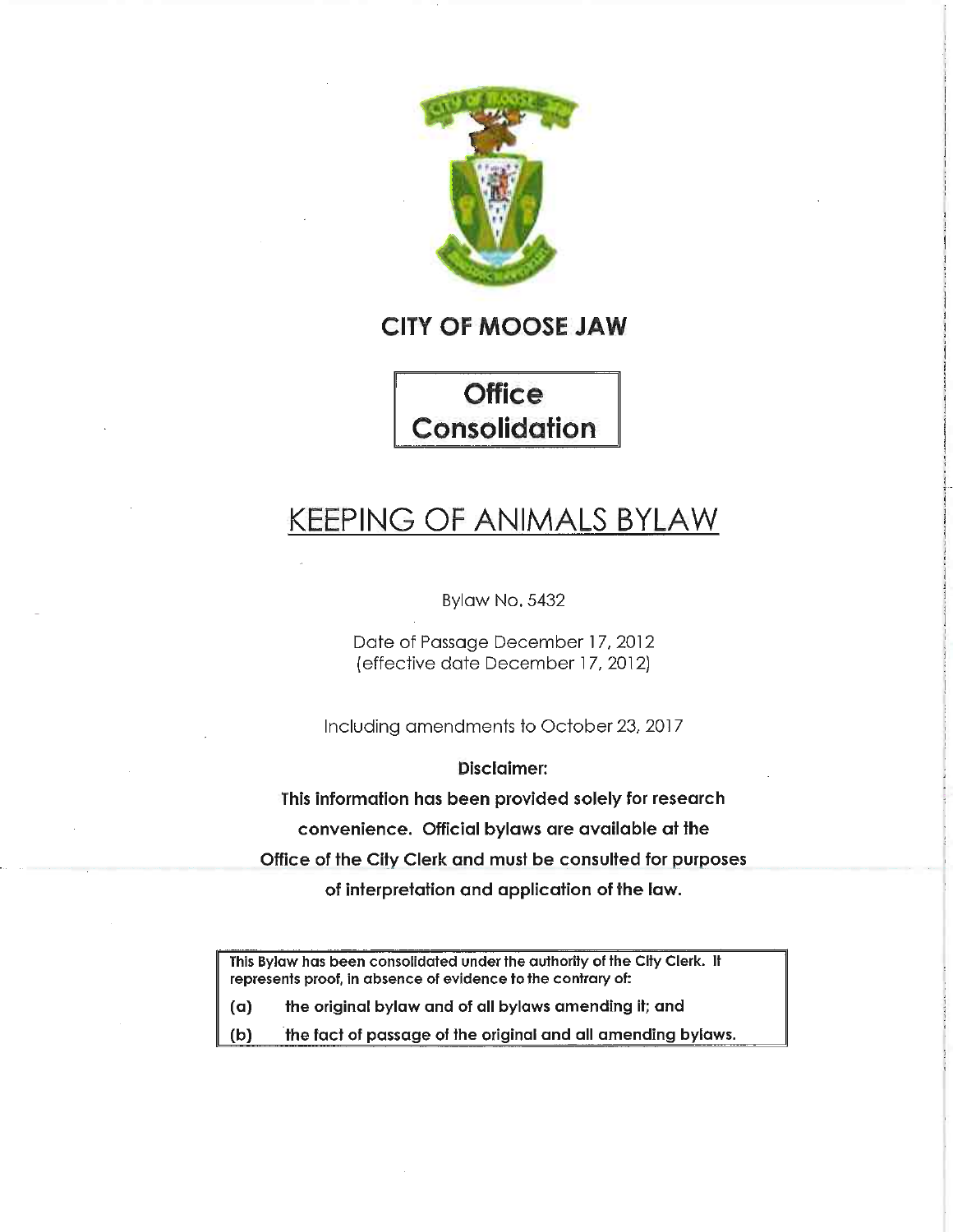# CITY OF MOOSE JAW

**Office Consolidation**

## KEEPING OF ANIMALS BYLAW

Bylaw No. 5432

Date of Passage December 17, 2012
(effective date December 17, 2012)

Including amendments to October 23, 2017

**Disclaimer:**

**This information has been provided solely for research convenience. Official bylaws are available at the Office of the City Clerk and must be consulted for purposes of interpretation and application of the law.**

**This Bylaw has been consolidated under the authority of the City Clerk. It represents proof, in absence of evidence to the contrary of:**

**(a) the original bylaw and of all bylaws amending it; and**

**(b) the fact of passage of the original and all amending bylaws.**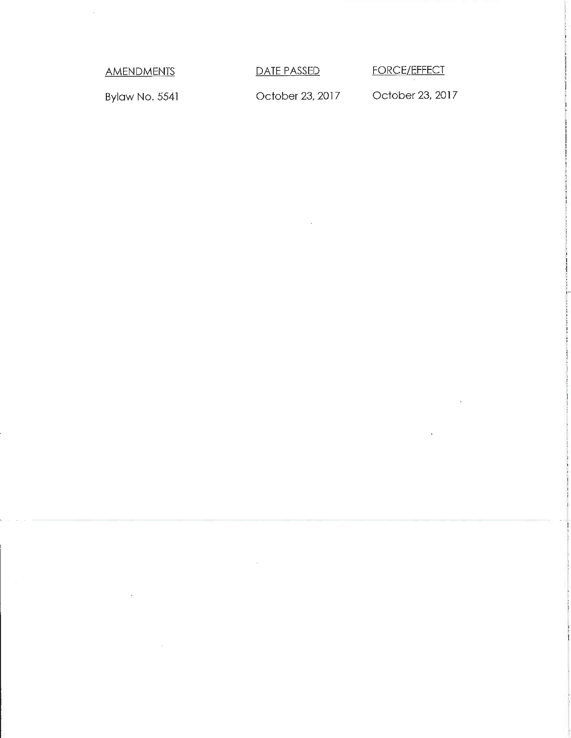| AMENDMENTS | DATE PASSED | FORCE/EFFECT |
| --- | --- | --- |
| Bylaw No. 5541 | October 23, 2017 | October 23, 2017 |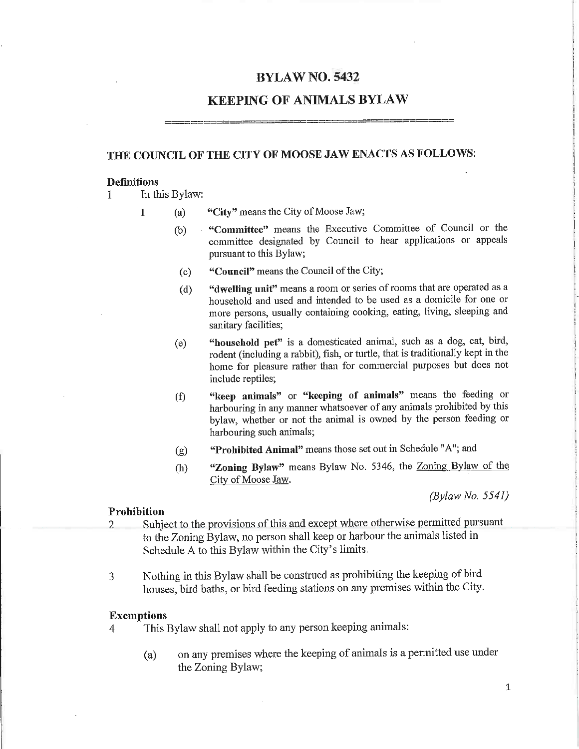# BYLAW NO. 5432

## KEEPING OF ANIMALS BYLAW

### THE COUNCIL OF THE CITY OF MOOSE JAW ENACTS AS FOLLOWS:

**Definitions**

1 In this Bylaw:

1 (a) **"City"** means the City of Moose Jaw;

(b) **"Committee"** means the Executive Committee of Council or the committee designated by Council to hear applications or appeals pursuant to this Bylaw;

(c) **"Council"** means the Council of the City;

(d) **"dwelling unit"** means a room or series of rooms that are operated as a household and used and intended to be used as a domicile for one or more persons, usually containing cooking, eating, living, sleeping and sanitary facilities;

(e) **"household pet"** is a domesticated animal, such as a dog, cat, bird, rodent (including a rabbit), fish, or turtle, that is traditionally kept in the home for pleasure rather than for commercial purposes but does not include reptiles;

(f) **"keep animals"** or **"keeping of animals"** means the feeding or harbouring in any manner whatsoever of any animals prohibited by this bylaw, whether or not the animal is owned by the person feeding or harbouring such animals;

(g) **"Prohibited Animal"** means those set out in Schedule "A"; and

(h) **"Zoning Bylaw"** means Bylaw No. 5346, the Zoning Bylaw of the City of Moose Jaw.

*(Bylaw No. 5541)*

**Prohibition**

2 Subject to the provisions of this and except where otherwise permitted pursuant to the Zoning Bylaw, no person shall keep or harbour the animals listed in Schedule A to this Bylaw within the City's limits.

3 Nothing in this Bylaw shall be construed as prohibiting the keeping of bird houses, bird baths, or bird feeding stations on any premises within the City.

**Exemptions**

4 This Bylaw shall not apply to any person keeping animals:

(a) on any premises where the keeping of animals is a permitted use under the Zoning Bylaw;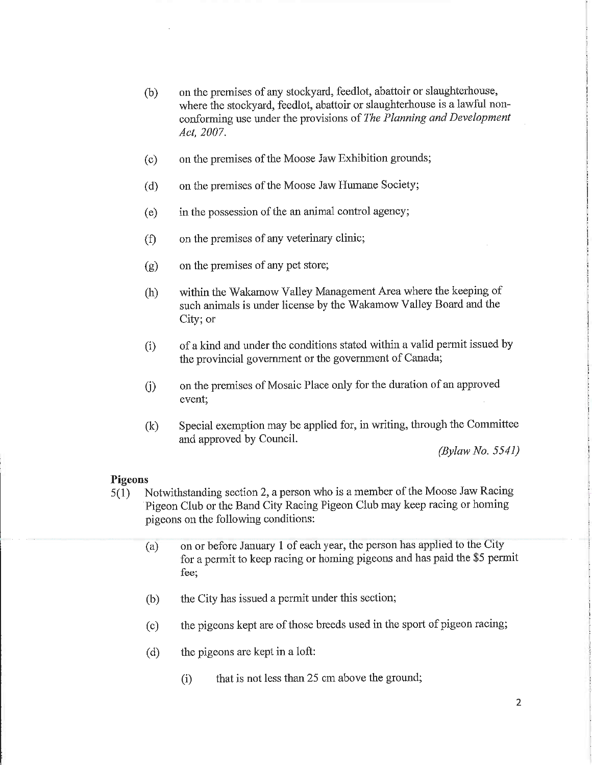(b) on the premises of any stockyard, feedlot, abattoir or slaughterhouse, where the stockyard, feedlot, abattoir or slaughterhouse is a lawful non-conforming use under the provisions of *The Planning and Development Act, 2007*.

(c) on the premises of the Moose Jaw Exhibition grounds;

(d) on the premises of the Moose Jaw Humane Society;

(e) in the possession of the an animal control agency;

(f) on the premises of any veterinary clinic;

(g) on the premises of any pet store;

(h) within the Wakamow Valley Management Area where the keeping of such animals is under license by the Wakamow Valley Board and the City; or

(i) of a kind and under the conditions stated within a valid permit issued by the provincial government or the government of Canada;

(j) on the premises of Mosaic Place only for the duration of an approved event;

(k) Special exemption may be applied for, in writing, through the Committee and approved by Council.

*(Bylaw No. 5541)*

**Pigeons**

5(1) Notwithstanding section 2, a person who is a member of the Moose Jaw Racing Pigeon Club or the Band City Racing Pigeon Club may keep racing or homing pigeons on the following conditions:

(a) on or before January 1 of each year, the person has applied to the City for a permit to keep racing or homing pigeons and has paid the $5 permit fee;

(b) the City has issued a permit under this section;

(c) the pigeons kept are of those breeds used in the sport of pigeon racing;

(d) the pigeons are kept in a loft:

(i) that is not less than 25 cm above the ground;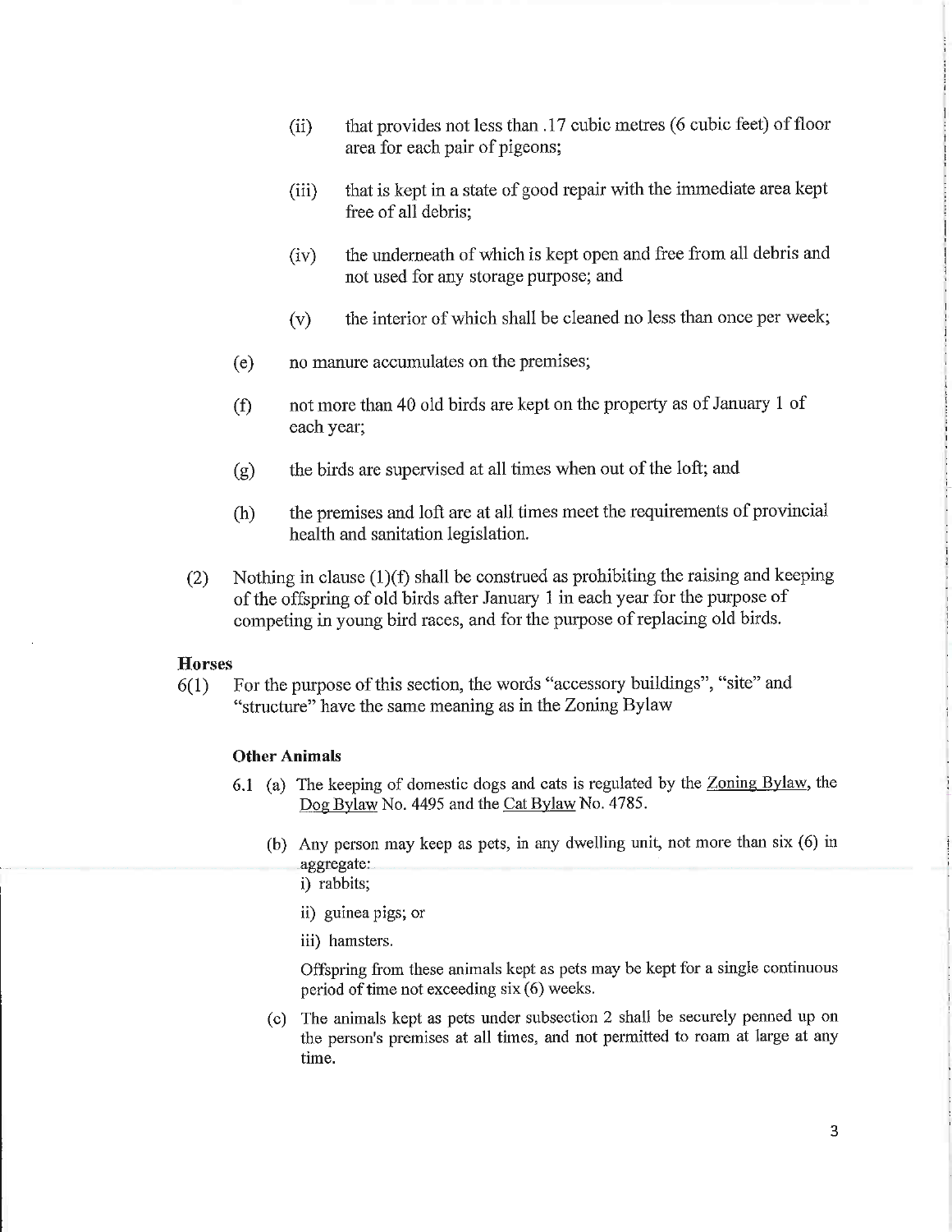(ii) that provides not less than .17 cubic metres (6 cubic feet) of floor area for each pair of pigeons;

(iii) that is kept in a state of good repair with the immediate area kept free of all debris;

(iv) the underneath of which is kept open and free from all debris and not used for any storage purpose; and

(v) the interior of which shall be cleaned no less than once per week;

(e) no manure accumulates on the premises;

(f) not more than 40 old birds are kept on the property as of January 1 of each year;

(g) the birds are supervised at all times when out of the loft; and

(h) the premises and loft are at all times meet the requirements of provincial health and sanitation legislation.

(2) Nothing in clause (1)(f) shall be construed as prohibiting the raising and keeping of the offspring of old birds after January 1 in each year for the purpose of competing in young bird races, and for the purpose of replacing old birds.

**Horses**

6(1) For the purpose of this section, the words "accessory buildings", "site" and "structure" have the same meaning as in the Zoning Bylaw

**Other Animals**

6.1 (a) The keeping of domestic dogs and cats is regulated by the Zoning Bylaw, the Dog Bylaw No. 4495 and the Cat Bylaw No. 4785.

(b) Any person may keep as pets, in any dwelling unit, not more than six (6) in aggregate:

i) rabbits;

ii) guinea pigs; or

iii) hamsters.

Offspring from these animals kept as pets may be kept for a single continuous period of time not exceeding six (6) weeks.

(c) The animals kept as pets under subsection 2 shall be securely penned up on the person's premises at all times, and not permitted to roam at large at any time.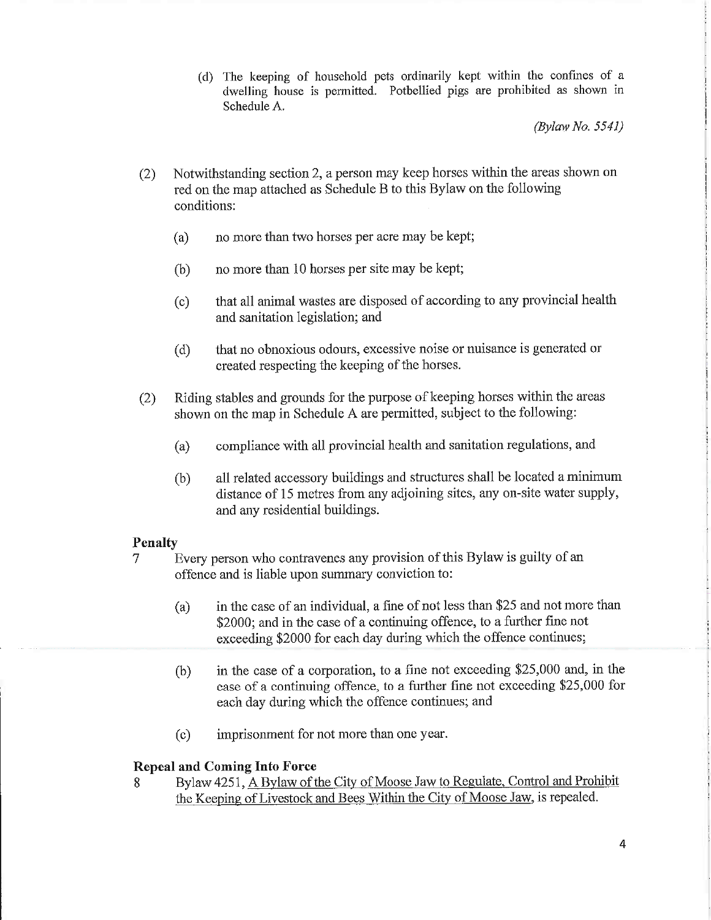(d) The keeping of household pets ordinarily kept within the confines of a dwelling house is permitted. Potbellied pigs are prohibited as shown in Schedule A.

*(Bylaw No. 5541)*

(2) Notwithstanding section 2, a person may keep horses within the areas shown on red on the map attached as Schedule B to this Bylaw on the following conditions:

(a) no more than two horses per acre may be kept;

(b) no more than 10 horses per site may be kept;

(c) that all animal wastes are disposed of according to any provincial health and sanitation legislation; and

(d) that no obnoxious odours, excessive noise or nuisance is generated or created respecting the keeping of the horses.

(2) Riding stables and grounds for the purpose of keeping horses within the areas shown on the map in Schedule A are permitted, subject to the following:

(a) compliance with all provincial health and sanitation regulations, and

(b) all related accessory buildings and structures shall be located a minimum distance of 15 metres from any adjoining sites, any on-site water supply, and any residential buildings.

**Penalty**

7 Every person who contravenes any provision of this Bylaw is guilty of an offence and is liable upon summary conviction to:

(a) in the case of an individual, a fine of not less than $25 and not more than $2000; and in the case of a continuing offence, to a further fine not exceeding $2000 for each day during which the offence continues;

(b) in the case of a corporation, to a fine not exceeding $25,000 and, in the case of a continuing offence, to a further fine not exceeding $25,000 for each day during which the offence continues; and

(c) imprisonment for not more than one year.

**Repeal and Coming Into Force**

8 Bylaw 4251, A Bylaw of the City of Moose Jaw to Regulate, Control and Prohibit the Keeping of Livestock and Bees Within the City of Moose Jaw, is repealed.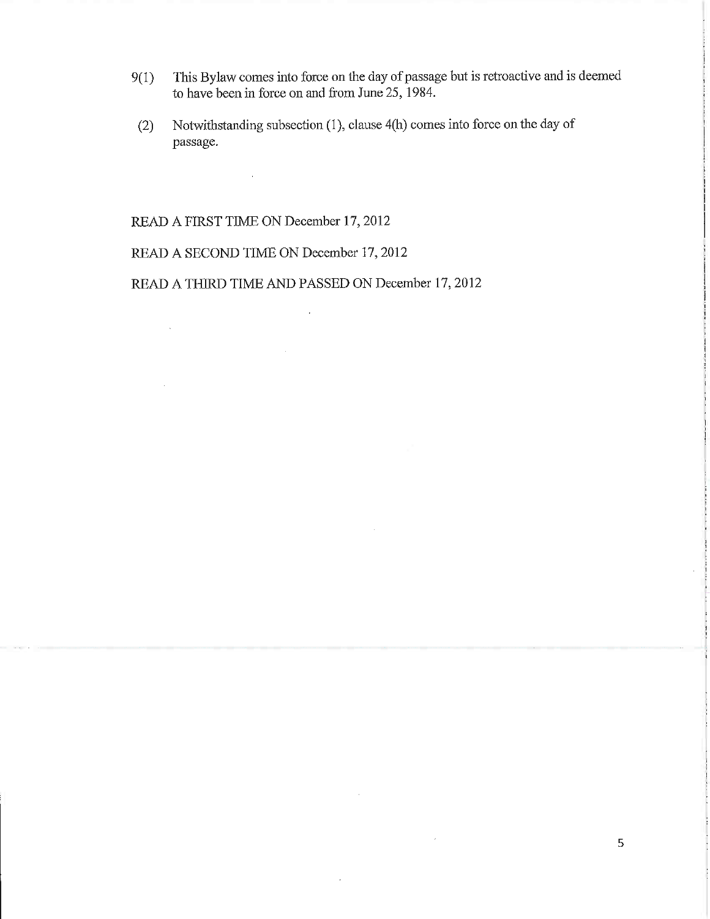9(1) This Bylaw comes into force on the day of passage but is retroactive and is deemed to have been in force on and from June 25, 1984.

(2) Notwithstanding subsection (1), clause 4(h) comes into force on the day of passage.

READ A FIRST TIME ON December 17, 2012

READ A SECOND TIME ON December 17, 2012

READ A THIRD TIME AND PASSED ON December 17, 2012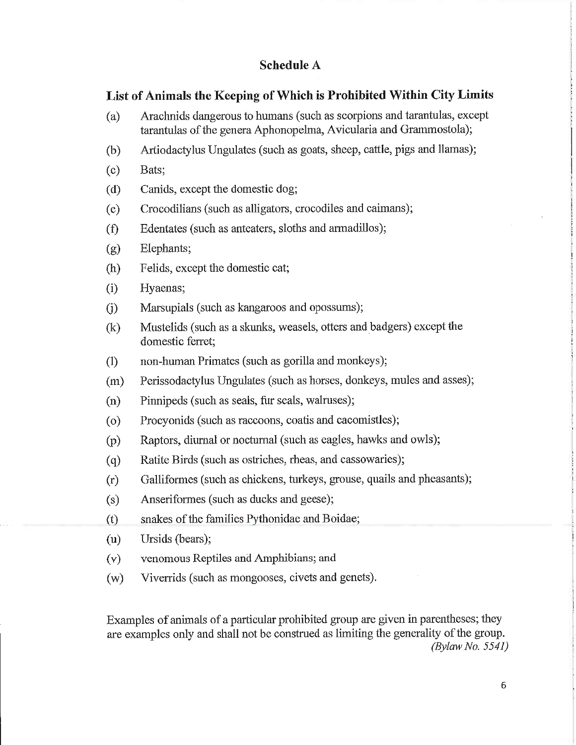## Schedule A

### List of Animals the Keeping of Which is Prohibited Within City Limits

(a) Arachnids dangerous to humans (such as scorpions and tarantulas, except tarantulas of the genera Aphonopelma, Avicularia and Grammostola);

(b) Artiodactylus Ungulates (such as goats, sheep, cattle, pigs and llamas);

(c) Bats;

(d) Canids, except the domestic dog;

(e) Crocodilians (such as alligators, crocodiles and caimans);

(f) Edentates (such as anteaters, sloths and armadillos);

(g) Elephants;

(h) Felids, except the domestic cat;

(i) Hyaenas;

(j) Marsupials (such as kangaroos and opossums);

(k) Mustelids (such as a skunks, weasels, otters and badgers) except the domestic ferret;

(l) non-human Primates (such as gorilla and monkeys);

(m) Perissodactylus Ungulates (such as horses, donkeys, mules and asses);

(n) Pinnipeds (such as seals, fur seals, walruses);

(o) Procyonids (such as raccoons, coatis and cacomistles);

(p) Raptors, diurnal or nocturnal (such as eagles, hawks and owls);

(q) Ratite Birds (such as ostriches, rheas, and cassowaries);

(r) Galliformes (such as chickens, turkeys, grouse, quails and pheasants);

(s) Anseriformes (such as ducks and geese);

(t) snakes of the families Pythonidae and Boidae;

(u) Ursids (bears);

(v) venomous Reptiles and Amphibians; and

(w) Viverrids (such as mongooses, civets and genets).

Examples of animals of a particular prohibited group are given in parentheses; they are examples only and shall not be construed as limiting the generality of the group.
*(Bylaw No. 5541)*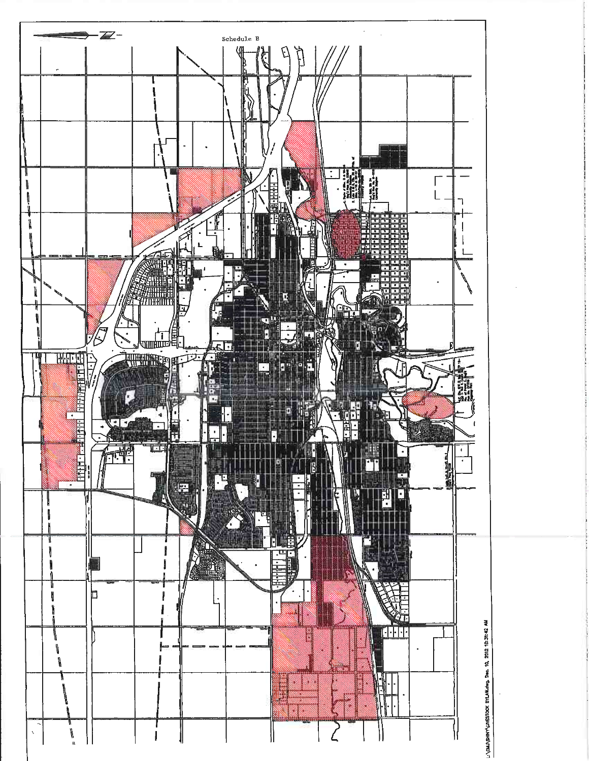Schedule B

L:\CAD\SHINY\LIVESTOCK BYLAW.dwg, Dec. 10, 2012 10:31:42 AM